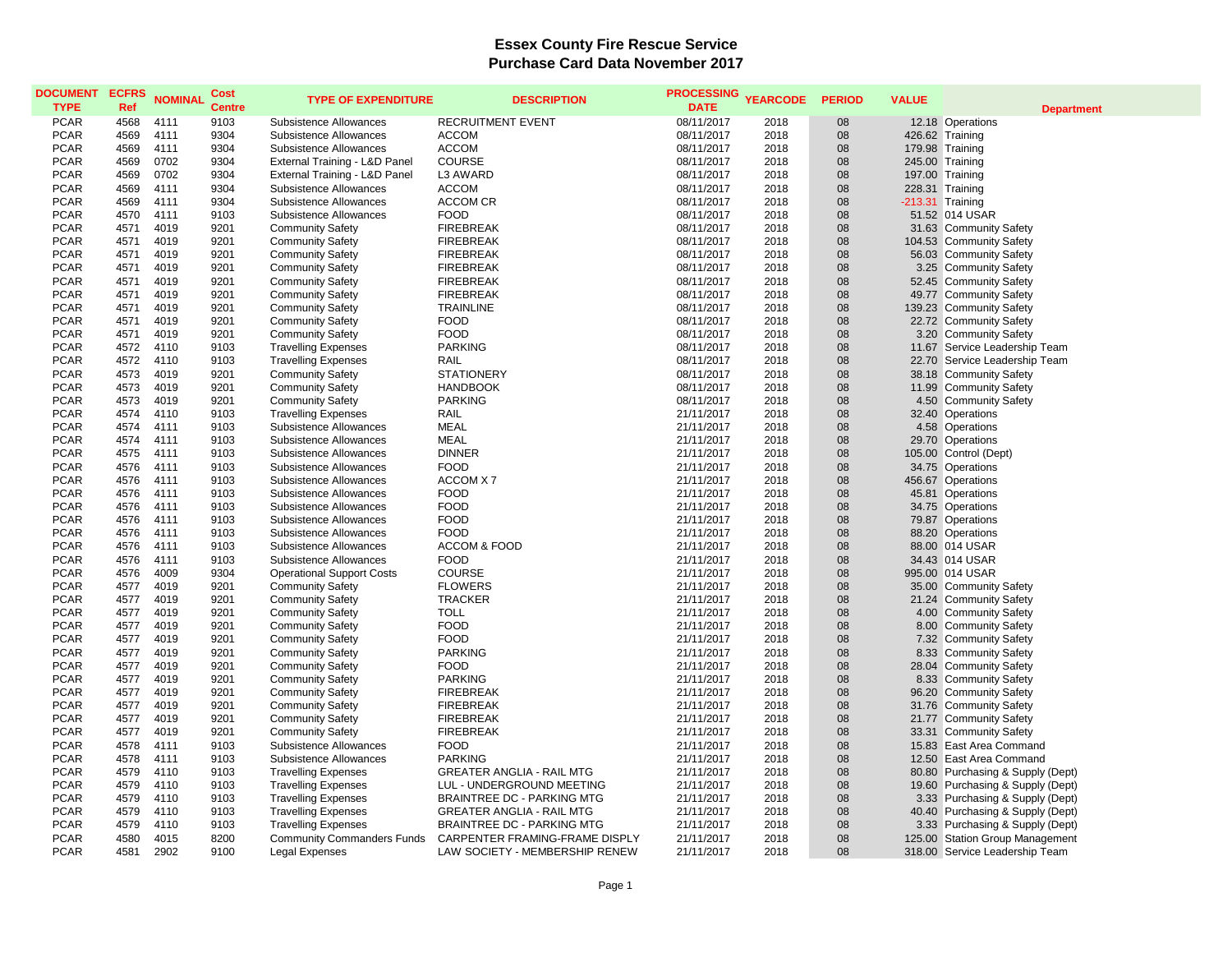# Essex County Fire Rescue Service
## Purchase Card Data November 2017

| DOCUMENT TYPE | ECFRS Ref | NOMINAL | Cost Centre | TYPE OF EXPENDITURE | DESCRIPTION | PROCESSING DATE | YEARCODE | PERIOD | VALUE | Department |
|---|---|---|---|---|---|---|---|---|---|---|
| PCAR | 4568 | 4111 | 9103 | Subsistence Allowances | RECRUITMENT EVENT | 08/11/2017 | 2018 | 08 | 12.18 | Operations |
| PCAR | 4569 | 4111 | 9304 | Subsistence Allowances | ACCOM | 08/11/2017 | 2018 | 08 | 426.62 | Training |
| PCAR | 4569 | 4111 | 9304 | Subsistence Allowances | ACCOM | 08/11/2017 | 2018 | 08 | 179.98 | Training |
| PCAR | 4569 | 0702 | 9304 | External Training - L&D Panel | COURSE | 08/11/2017 | 2018 | 08 | 245.00 | Training |
| PCAR | 4569 | 0702 | 9304 | External Training - L&D Panel | L3 AWARD | 08/11/2017 | 2018 | 08 | 197.00 | Training |
| PCAR | 4569 | 4111 | 9304 | Subsistence Allowances | ACCOM | 08/11/2017 | 2018 | 08 | 228.31 | Training |
| PCAR | 4569 | 4111 | 9304 | Subsistence Allowances | ACCOM CR | 08/11/2017 | 2018 | 08 | -213.31 | Training |
| PCAR | 4570 | 4111 | 9103 | Subsistence Allowances | FOOD | 08/11/2017 | 2018 | 08 | 51.52 | 014 USAR |
| PCAR | 4571 | 4019 | 9201 | Community Safety | FIREBREAK | 08/11/2017 | 2018 | 08 | 31.63 | Community Safety |
| PCAR | 4571 | 4019 | 9201 | Community Safety | FIREBREAK | 08/11/2017 | 2018 | 08 | 104.53 | Community Safety |
| PCAR | 4571 | 4019 | 9201 | Community Safety | FIREBREAK | 08/11/2017 | 2018 | 08 | 56.03 | Community Safety |
| PCAR | 4571 | 4019 | 9201 | Community Safety | FIREBREAK | 08/11/2017 | 2018 | 08 | 3.25 | Community Safety |
| PCAR | 4571 | 4019 | 9201 | Community Safety | FIREBREAK | 08/11/2017 | 2018 | 08 | 52.45 | Community Safety |
| PCAR | 4571 | 4019 | 9201 | Community Safety | FIREBREAK | 08/11/2017 | 2018 | 08 | 49.77 | Community Safety |
| PCAR | 4571 | 4019 | 9201 | Community Safety | TRAINLINE | 08/11/2017 | 2018 | 08 | 139.23 | Community Safety |
| PCAR | 4571 | 4019 | 9201 | Community Safety | FOOD | 08/11/2017 | 2018 | 08 | 22.72 | Community Safety |
| PCAR | 4571 | 4019 | 9201 | Community Safety | FOOD | 08/11/2017 | 2018 | 08 | 3.20 | Community Safety |
| PCAR | 4572 | 4110 | 9103 | Travelling Expenses | PARKING | 08/11/2017 | 2018 | 08 | 11.67 | Service Leadership Team |
| PCAR | 4572 | 4110 | 9103 | Travelling Expenses | RAIL | 08/11/2017 | 2018 | 08 | 22.70 | Service Leadership Team |
| PCAR | 4573 | 4019 | 9201 | Community Safety | STATIONERY | 08/11/2017 | 2018 | 08 | 38.18 | Community Safety |
| PCAR | 4573 | 4019 | 9201 | Community Safety | HANDBOOK | 08/11/2017 | 2018 | 08 | 11.99 | Community Safety |
| PCAR | 4573 | 4019 | 9201 | Community Safety | PARKING | 08/11/2017 | 2018 | 08 | 4.50 | Community Safety |
| PCAR | 4574 | 4110 | 9103 | Travelling Expenses | RAIL | 21/11/2017 | 2018 | 08 | 32.40 | Operations |
| PCAR | 4574 | 4111 | 9103 | Subsistence Allowances | MEAL | 21/11/2017 | 2018 | 08 | 4.58 | Operations |
| PCAR | 4574 | 4111 | 9103 | Subsistence Allowances | MEAL | 21/11/2017 | 2018 | 08 | 29.70 | Operations |
| PCAR | 4575 | 4111 | 9103 | Subsistence Allowances | DINNER | 21/11/2017 | 2018 | 08 | 105.00 | Control (Dept) |
| PCAR | 4576 | 4111 | 9103 | Subsistence Allowances | FOOD | 21/11/2017 | 2018 | 08 | 34.75 | Operations |
| PCAR | 4576 | 4111 | 9103 | Subsistence Allowances | ACCOM X 7 | 21/11/2017 | 2018 | 08 | 456.67 | Operations |
| PCAR | 4576 | 4111 | 9103 | Subsistence Allowances | FOOD | 21/11/2017 | 2018 | 08 | 45.81 | Operations |
| PCAR | 4576 | 4111 | 9103 | Subsistence Allowances | FOOD | 21/11/2017 | 2018 | 08 | 34.75 | Operations |
| PCAR | 4576 | 4111 | 9103 | Subsistence Allowances | FOOD | 21/11/2017 | 2018 | 08 | 79.87 | Operations |
| PCAR | 4576 | 4111 | 9103 | Subsistence Allowances | FOOD | 21/11/2017 | 2018 | 08 | 88.20 | Operations |
| PCAR | 4576 | 4111 | 9103 | Subsistence Allowances | ACCOM & FOOD | 21/11/2017 | 2018 | 08 | 88.00 | 014 USAR |
| PCAR | 4576 | 4111 | 9103 | Subsistence Allowances | FOOD | 21/11/2017 | 2018 | 08 | 34.43 | 014 USAR |
| PCAR | 4576 | 4009 | 9304 | Operational Support Costs | COURSE | 21/11/2017 | 2018 | 08 | 995.00 | 014 USAR |
| PCAR | 4577 | 4019 | 9201 | Community Safety | FLOWERS | 21/11/2017 | 2018 | 08 | 35.00 | Community Safety |
| PCAR | 4577 | 4019 | 9201 | Community Safety | TRACKER | 21/11/2017 | 2018 | 08 | 21.24 | Community Safety |
| PCAR | 4577 | 4019 | 9201 | Community Safety | TOLL | 21/11/2017 | 2018 | 08 | 4.00 | Community Safety |
| PCAR | 4577 | 4019 | 9201 | Community Safety | FOOD | 21/11/2017 | 2018 | 08 | 8.00 | Community Safety |
| PCAR | 4577 | 4019 | 9201 | Community Safety | FOOD | 21/11/2017 | 2018 | 08 | 7.32 | Community Safety |
| PCAR | 4577 | 4019 | 9201 | Community Safety | PARKING | 21/11/2017 | 2018 | 08 | 8.33 | Community Safety |
| PCAR | 4577 | 4019 | 9201 | Community Safety | FOOD | 21/11/2017 | 2018 | 08 | 28.04 | Community Safety |
| PCAR | 4577 | 4019 | 9201 | Community Safety | PARKING | 21/11/2017 | 2018 | 08 | 8.33 | Community Safety |
| PCAR | 4577 | 4019 | 9201 | Community Safety | FIREBREAK | 21/11/2017 | 2018 | 08 | 96.20 | Community Safety |
| PCAR | 4577 | 4019 | 9201 | Community Safety | FIREBREAK | 21/11/2017 | 2018 | 08 | 31.76 | Community Safety |
| PCAR | 4577 | 4019 | 9201 | Community Safety | FIREBREAK | 21/11/2017 | 2018 | 08 | 21.77 | Community Safety |
| PCAR | 4577 | 4019 | 9201 | Community Safety | FIREBREAK | 21/11/2017 | 2018 | 08 | 33.31 | Community Safety |
| PCAR | 4578 | 4111 | 9103 | Subsistence Allowances | FOOD | 21/11/2017 | 2018 | 08 | 15.83 | East Area Command |
| PCAR | 4578 | 4111 | 9103 | Subsistence Allowances | PARKING | 21/11/2017 | 2018 | 08 | 12.50 | East Area Command |
| PCAR | 4579 | 4110 | 9103 | Travelling Expenses | GREATER ANGLIA - RAIL MTG | 21/11/2017 | 2018 | 08 | 80.80 | Purchasing & Supply (Dept) |
| PCAR | 4579 | 4110 | 9103 | Travelling Expenses | LUL - UNDERGROUND MEETING | 21/11/2017 | 2018 | 08 | 19.60 | Purchasing & Supply (Dept) |
| PCAR | 4579 | 4110 | 9103 | Travelling Expenses | BRAINTREE DC - PARKING MTG | 21/11/2017 | 2018 | 08 | 3.33 | Purchasing & Supply (Dept) |
| PCAR | 4579 | 4110 | 9103 | Travelling Expenses | GREATER ANGLIA - RAIL MTG | 21/11/2017 | 2018 | 08 | 40.40 | Purchasing & Supply (Dept) |
| PCAR | 4579 | 4110 | 9103 | Travelling Expenses | BRAINTREE DC - PARKING MTG | 21/11/2017 | 2018 | 08 | 3.33 | Purchasing & Supply (Dept) |
| PCAR | 4580 | 4015 | 8200 | Community Commanders Funds | CARPENTER FRAMING-FRAME DISPLY | 21/11/2017 | 2018 | 08 | 125.00 | Station Group Management |
| PCAR | 4581 | 2902 | 9100 | Legal Expenses | LAW SOCIETY - MEMBERSHIP RENEW | 21/11/2017 | 2018 | 08 | 318.00 | Service Leadership Team |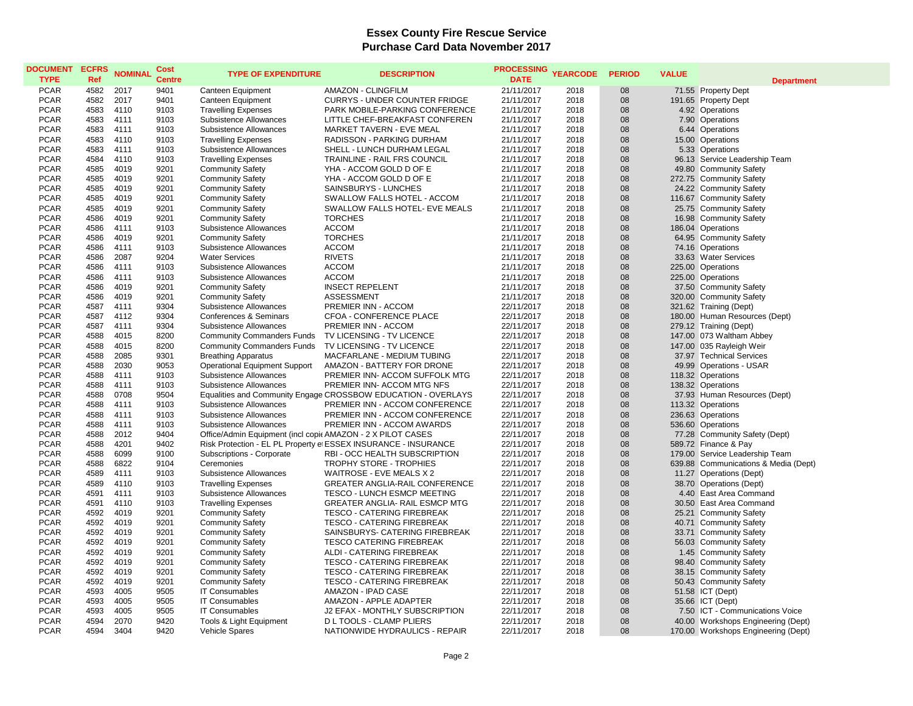# Essex County Fire Rescue Service
## Purchase Card Data November 2017

| DOCUMENT TYPE | ECFRS Ref | NOMINAL | Cost Centre | TYPE OF EXPENDITURE | DESCRIPTION | PROCESSING DATE | YEARCODE | PERIOD | VALUE | Department |
|---|---|---|---|---|---|---|---|---|---|---|
| PCAR | 4582 | 2017 | 9401 | Canteen Equipment | AMAZON - CLINGFILM | 21/11/2017 | 2018 | 08 | 71.55 | Property Dept |
| PCAR | 4582 | 2017 | 9401 | Canteen Equipment | CURRYS - UNDER COUNTER FRIDGE | 21/11/2017 | 2018 | 08 | 191.65 | Property Dept |
| PCAR | 4583 | 4110 | 9103 | Travelling Expenses | PARK MOBILE-PARKING CONFERENCE | 21/11/2017 | 2018 | 08 | 4.92 | Operations |
| PCAR | 4583 | 4111 | 9103 | Subsistence Allowances | LITTLE CHEF-BREAKFAST CONFEREN | 21/11/2017 | 2018 | 08 | 7.90 | Operations |
| PCAR | 4583 | 4111 | 9103 | Subsistence Allowances | MARKET TAVERN - EVE MEAL | 21/11/2017 | 2018 | 08 | 6.44 | Operations |
| PCAR | 4583 | 4110 | 9103 | Travelling Expenses | RADISSON - PARKING DURHAM | 21/11/2017 | 2018 | 08 | 15.00 | Operations |
| PCAR | 4583 | 4111 | 9103 | Subsistence Allowances | SHELL - LUNCH DURHAM LEGAL | 21/11/2017 | 2018 | 08 | 5.33 | Operations |
| PCAR | 4584 | 4110 | 9103 | Travelling Expenses | TRAINLINE - RAIL FRS COUNCIL | 21/11/2017 | 2018 | 08 | 96.13 | Service Leadership Team |
| PCAR | 4585 | 4019 | 9201 | Community Safety | YHA - ACCOM GOLD D OF E | 21/11/2017 | 2018 | 08 | 49.80 | Community Safety |
| PCAR | 4585 | 4019 | 9201 | Community Safety | YHA - ACCOM GOLD D OF E | 21/11/2017 | 2018 | 08 | 272.75 | Community Safety |
| PCAR | 4585 | 4019 | 9201 | Community Safety | SAINSBURYS - LUNCHES | 21/11/2017 | 2018 | 08 | 24.22 | Community Safety |
| PCAR | 4585 | 4019 | 9201 | Community Safety | SWALLOW FALLS HOTEL - ACCOM | 21/11/2017 | 2018 | 08 | 116.67 | Community Safety |
| PCAR | 4585 | 4019 | 9201 | Community Safety | SWALLOW FALLS HOTEL- EVE MEALS | 21/11/2017 | 2018 | 08 | 25.75 | Community Safety |
| PCAR | 4586 | 4019 | 9201 | Community Safety | TORCHES | 21/11/2017 | 2018 | 08 | 16.98 | Community Safety |
| PCAR | 4586 | 4111 | 9103 | Subsistence Allowances | ACCOM | 21/11/2017 | 2018 | 08 | 186.04 | Operations |
| PCAR | 4586 | 4019 | 9201 | Community Safety | TORCHES | 21/11/2017 | 2018 | 08 | 64.95 | Community Safety |
| PCAR | 4586 | 4111 | 9103 | Subsistence Allowances | ACCOM | 21/11/2017 | 2018 | 08 | 74.16 | Operations |
| PCAR | 4586 | 2087 | 9204 | Water Services | RIVETS | 21/11/2017 | 2018 | 08 | 33.63 | Water Services |
| PCAR | 4586 | 4111 | 9103 | Subsistence Allowances | ACCOM | 21/11/2017 | 2018 | 08 | 225.00 | Operations |
| PCAR | 4586 | 4111 | 9103 | Subsistence Allowances | ACCOM | 21/11/2017 | 2018 | 08 | 225.00 | Operations |
| PCAR | 4586 | 4019 | 9201 | Community Safety | INSECT REPELENT | 21/11/2017 | 2018 | 08 | 37.50 | Community Safety |
| PCAR | 4586 | 4019 | 9201 | Community Safety | ASSESSMENT | 21/11/2017 | 2018 | 08 | 320.00 | Community Safety |
| PCAR | 4587 | 4111 | 9304 | Subsistence Allowances | PREMIER INN - ACCOM | 22/11/2017 | 2018 | 08 | 321.62 | Training (Dept) |
| PCAR | 4587 | 4112 | 9304 | Conferences & Seminars | CFOA - CONFERENCE PLACE | 22/11/2017 | 2018 | 08 | 180.00 | Human Resources (Dept) |
| PCAR | 4587 | 4111 | 9304 | Subsistence Allowances | PREMIER INN - ACCOM | 22/11/2017 | 2018 | 08 | 279.12 | Training (Dept) |
| PCAR | 4588 | 4015 | 8200 | Community Commanders Funds | TV LICENSING - TV LICENCE | 22/11/2017 | 2018 | 08 | 147.00 | 073 Waltham Abbey |
| PCAR | 4588 | 4015 | 8200 | Community Commanders Funds | TV LICENSING - TV LICENCE | 22/11/2017 | 2018 | 08 | 147.00 | 035 Rayleigh Weir |
| PCAR | 4588 | 2085 | 9301 | Breathing Apparatus | MACFARLANE - MEDIUM TUBING | 22/11/2017 | 2018 | 08 | 37.97 | Technical Services |
| PCAR | 4588 | 2030 | 9053 | Operational Equipment Support | AMAZON - BATTERY FOR DRONE | 22/11/2017 | 2018 | 08 | 49.99 | Operations - USAR |
| PCAR | 4588 | 4111 | 9103 | Subsistence Allowances | PREMIER INN- ACCOM SUFFOLK MTG | 22/11/2017 | 2018 | 08 | 118.32 | Operations |
| PCAR | 4588 | 4111 | 9103 | Subsistence Allowances | PREMIER INN- ACCOM MTG NFS | 22/11/2017 | 2018 | 08 | 138.32 | Operations |
| PCAR | 4588 | 0708 | 9504 | Equalities and Community Engage | CROSSBOW EDUCATION - OVERLAYS | 22/11/2017 | 2018 | 08 | 37.93 | Human Resources (Dept) |
| PCAR | 4588 | 4111 | 9103 | Subsistence Allowances | PREMIER INN - ACCOM CONFERENCE | 22/11/2017 | 2018 | 08 | 113.32 | Operations |
| PCAR | 4588 | 4111 | 9103 | Subsistence Allowances | PREMIER INN - ACCOM CONFERENCE | 22/11/2017 | 2018 | 08 | 236.63 | Operations |
| PCAR | 4588 | 4111 | 9103 | Subsistence Allowances | PREMIER INN - ACCOM AWARDS | 22/11/2017 | 2018 | 08 | 536.60 | Operations |
| PCAR | 4588 | 2012 | 9404 | Office/Admin Equipment (incl copie | AMAZON - 2 X PILOT CASES | 22/11/2017 | 2018 | 08 | 77.28 | Community Safety (Dept) |
| PCAR | 4588 | 4201 | 9402 | Risk Protection - EL PL Property e | ESSEX INSURANCE - INSURANCE | 22/11/2017 | 2018 | 08 | 589.72 | Finance & Pay |
| PCAR | 4588 | 6099 | 9100 | Subscriptions - Corporate | RBI - OCC HEALTH SUBSCRIPTION | 22/11/2017 | 2018 | 08 | 179.00 | Service Leadership Team |
| PCAR | 4588 | 6822 | 9104 | Ceremonies | TROPHY STORE - TROPHIES | 22/11/2017 | 2018 | 08 | 639.88 | Communications & Media (Dept) |
| PCAR | 4589 | 4111 | 9103 | Subsistence Allowances | WAITROSE - EVE MEALS X 2 | 22/11/2017 | 2018 | 08 | 11.27 | Operations (Dept) |
| PCAR | 4589 | 4110 | 9103 | Travelling Expenses | GREATER ANGLIA-RAIL CONFERENCE | 22/11/2017 | 2018 | 08 | 38.70 | Operations (Dept) |
| PCAR | 4591 | 4111 | 9103 | Subsistence Allowances | TESCO - LUNCH ESMCP MEETING | 22/11/2017 | 2018 | 08 | 4.40 | East Area Command |
| PCAR | 4591 | 4110 | 9103 | Travelling Expenses | GREATER ANGLIA- RAIL ESMCP MTG | 22/11/2017 | 2018 | 08 | 30.50 | East Area Command |
| PCAR | 4592 | 4019 | 9201 | Community Safety | TESCO - CATERING FIREBREAK | 22/11/2017 | 2018 | 08 | 25.21 | Community Safety |
| PCAR | 4592 | 4019 | 9201 | Community Safety | TESCO - CATERING FIREBREAK | 22/11/2017 | 2018 | 08 | 40.71 | Community Safety |
| PCAR | 4592 | 4019 | 9201 | Community Safety | SAINSBURYS- CATERING FIREBREAK | 22/11/2017 | 2018 | 08 | 33.71 | Community Safety |
| PCAR | 4592 | 4019 | 9201 | Community Safety | TESCO CATERING FIREBREAK | 22/11/2017 | 2018 | 08 | 56.03 | Community Safety |
| PCAR | 4592 | 4019 | 9201 | Community Safety | ALDI - CATERING FIREBREAK | 22/11/2017 | 2018 | 08 | 1.45 | Community Safety |
| PCAR | 4592 | 4019 | 9201 | Community Safety | TESCO - CATERING FIREBREAK | 22/11/2017 | 2018 | 08 | 98.40 | Community Safety |
| PCAR | 4592 | 4019 | 9201 | Community Safety | TESCO - CATERING FIREBREAK | 22/11/2017 | 2018 | 08 | 38.15 | Community Safety |
| PCAR | 4592 | 4019 | 9201 | Community Safety | TESCO - CATERING FIREBREAK | 22/11/2017 | 2018 | 08 | 50.43 | Community Safety |
| PCAR | 4593 | 4005 | 9505 | IT Consumables | AMAZON - IPAD CASE | 22/11/2017 | 2018 | 08 | 51.58 | ICT (Dept) |
| PCAR | 4593 | 4005 | 9505 | IT Consumables | AMAZON - APPLE ADAPTER | 22/11/2017 | 2018 | 08 | 35.66 | ICT (Dept) |
| PCAR | 4593 | 4005 | 9505 | IT Consumables | J2 EFAX - MONTHLY SUBSCRIPTION | 22/11/2017 | 2018 | 08 | 7.50 | ICT - Communications Voice |
| PCAR | 4594 | 2070 | 9420 | Tools & Light Equipment | D L TOOLS - CLAMP PLIERS | 22/11/2017 | 2018 | 08 | 40.00 | Workshops Engineering (Dept) |
| PCAR | 4594 | 3404 | 9420 | Vehicle Spares | NATIONWIDE HYDRAULICS - REPAIR | 22/11/2017 | 2018 | 08 | 170.00 | Workshops Engineering (Dept) |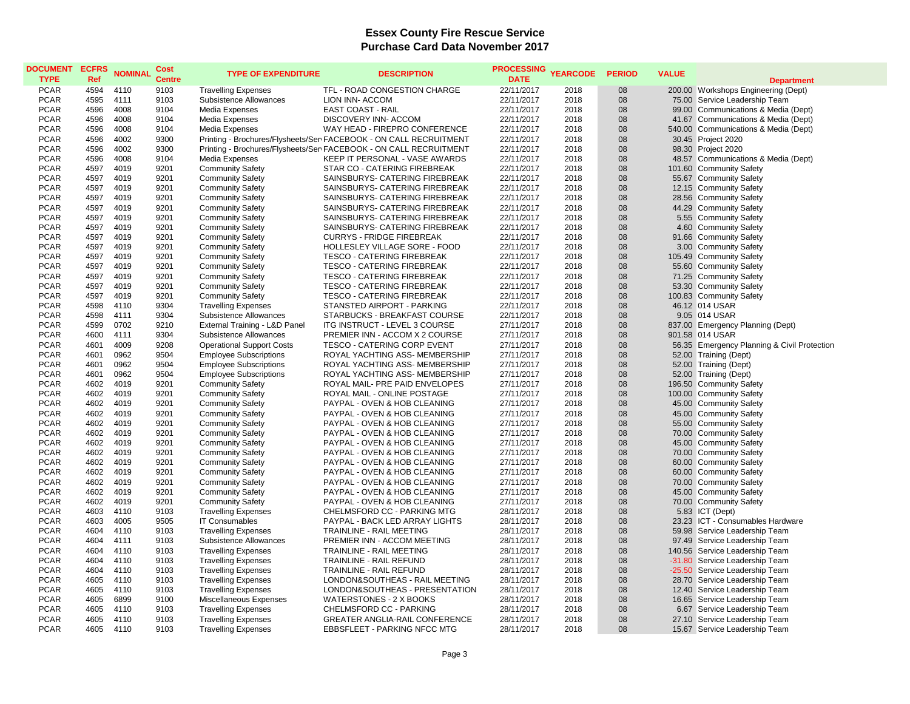# Essex County Fire Rescue Service
## Purchase Card Data November 2017

| DOCUMENT TYPE | ECFRS Ref | NOMINAL | Cost Centre | TYPE OF EXPENDITURE | DESCRIPTION | PROCESSING DATE | YEARCODE | PERIOD | VALUE | Department |
|---|---|---|---|---|---|---|---|---|---|---|
| PCAR | 4594 | 4110 | 9103 | Travelling Expenses | TFL - ROAD CONGESTION CHARGE | 22/11/2017 | 2018 | 08 | 200.00 | Workshops Engineering (Dept) |
| PCAR | 4595 | 4111 | 9103 | Subsistence Allowances | LION INN- ACCOM | 22/11/2017 | 2018 | 08 | 75.00 | Service Leadership Team |
| PCAR | 4596 | 4008 | 9104 | Media Expenses | EAST COAST - RAIL | 22/11/2017 | 2018 | 08 | 99.00 | Communications & Media (Dept) |
| PCAR | 4596 | 4008 | 9104 | Media Expenses | DISCOVERY INN- ACCOM | 22/11/2017 | 2018 | 08 | 41.67 | Communications & Media (Dept) |
| PCAR | 4596 | 4008 | 9104 | Media Expenses | WAY HEAD - FIREPRO CONFERENCE | 22/11/2017 | 2018 | 08 | 540.00 | Communications & Media (Dept) |
| PCAR | 4596 | 4002 | 9300 | Printing - Brochures/Flysheets/Ser | FACEBOOK - ON CALL RECRUITMENT | 22/11/2017 | 2018 | 08 | 30.45 | Project 2020 |
| PCAR | 4596 | 4002 | 9300 | Printing - Brochures/Flysheets/Ser | FACEBOOK - ON CALL RECRUITMENT | 22/11/2017 | 2018 | 08 | 98.30 | Project 2020 |
| PCAR | 4596 | 4008 | 9104 | Media Expenses | KEEP IT PERSONAL - VASE AWARDS | 22/11/2017 | 2018 | 08 | 48.57 | Communications & Media (Dept) |
| PCAR | 4597 | 4019 | 9201 | Community Safety | STAR CO - CATERING FIREBREAK | 22/11/2017 | 2018 | 08 | 101.60 | Community Safety |
| PCAR | 4597 | 4019 | 9201 | Community Safety | SAINSBURYS- CATERING FIREBREAK | 22/11/2017 | 2018 | 08 | 55.67 | Community Safety |
| PCAR | 4597 | 4019 | 9201 | Community Safety | SAINSBURYS- CATERING FIREBREAK | 22/11/2017 | 2018 | 08 | 12.15 | Community Safety |
| PCAR | 4597 | 4019 | 9201 | Community Safety | SAINSBURYS- CATERING FIREBREAK | 22/11/2017 | 2018 | 08 | 28.56 | Community Safety |
| PCAR | 4597 | 4019 | 9201 | Community Safety | SAINSBURYS- CATERING FIREBREAK | 22/11/2017 | 2018 | 08 | 44.29 | Community Safety |
| PCAR | 4597 | 4019 | 9201 | Community Safety | SAINSBURYS- CATERING FIREBREAK | 22/11/2017 | 2018 | 08 | 5.55 | Community Safety |
| PCAR | 4597 | 4019 | 9201 | Community Safety | SAINSBURYS- CATERING FIREBREAK | 22/11/2017 | 2018 | 08 | 4.60 | Community Safety |
| PCAR | 4597 | 4019 | 9201 | Community Safety | CURRYS - FRIDGE FIREBREAK | 22/11/2017 | 2018 | 08 | 91.66 | Community Safety |
| PCAR | 4597 | 4019 | 9201 | Community Safety | HOLLESLEY VILLAGE SORE - FOOD | 22/11/2017 | 2018 | 08 | 3.00 | Community Safety |
| PCAR | 4597 | 4019 | 9201 | Community Safety | TESCO - CATERING FIREBREAK | 22/11/2017 | 2018 | 08 | 105.49 | Community Safety |
| PCAR | 4597 | 4019 | 9201 | Community Safety | TESCO - CATERING FIREBREAK | 22/11/2017 | 2018 | 08 | 55.60 | Community Safety |
| PCAR | 4597 | 4019 | 9201 | Community Safety | TESCO - CATERING FIREBREAK | 22/11/2017 | 2018 | 08 | 71.25 | Community Safety |
| PCAR | 4597 | 4019 | 9201 | Community Safety | TESCO - CATERING FIREBREAK | 22/11/2017 | 2018 | 08 | 53.30 | Community Safety |
| PCAR | 4597 | 4019 | 9201 | Community Safety | TESCO - CATERING FIREBREAK | 22/11/2017 | 2018 | 08 | 100.83 | Community Safety |
| PCAR | 4598 | 4110 | 9304 | Travelling Expenses | STANSTED AIRPORT - PARKING | 22/11/2017 | 2018 | 08 | 46.12 | 014 USAR |
| PCAR | 4598 | 4111 | 9304 | Subsistence Allowances | STARBUCKS - BREAKFAST COURSE | 22/11/2017 | 2018 | 08 | 9.05 | 014 USAR |
| PCAR | 4599 | 0702 | 9210 | External Training - L&D Panel | ITG INSTRUCT - LEVEL 3 COURSE | 27/11/2017 | 2018 | 08 | 837.00 | Emergency Planning (Dept) |
| PCAR | 4600 | 4111 | 9304 | Subsistence Allowances | PREMIER INN - ACCOM X 2 COURSE | 27/11/2017 | 2018 | 08 | 901.58 | 014 USAR |
| PCAR | 4601 | 4009 | 9208 | Operational Support Costs | TESCO - CATERING CORP EVENT | 27/11/2017 | 2018 | 08 | 56.35 | Emergency Planning & Civil Protection |
| PCAR | 4601 | 0962 | 9504 | Employee Subscriptions | ROYAL YACHTING ASS- MEMBERSHIP | 27/11/2017 | 2018 | 08 | 52.00 | Training (Dept) |
| PCAR | 4601 | 0962 | 9504 | Employee Subscriptions | ROYAL YACHTING ASS- MEMBERSHIP | 27/11/2017 | 2018 | 08 | 52.00 | Training (Dept) |
| PCAR | 4601 | 0962 | 9504 | Employee Subscriptions | ROYAL YACHTING ASS- MEMBERSHIP | 27/11/2017 | 2018 | 08 | 52.00 | Training (Dept) |
| PCAR | 4602 | 4019 | 9201 | Community Safety | ROYAL MAIL- PRE PAID ENVELOPES | 27/11/2017 | 2018 | 08 | 196.50 | Community Safety |
| PCAR | 4602 | 4019 | 9201 | Community Safety | ROYAL MAIL - ONLINE POSTAGE | 27/11/2017 | 2018 | 08 | 100.00 | Community Safety |
| PCAR | 4602 | 4019 | 9201 | Community Safety | PAYPAL - OVEN & HOB CLEANING | 27/11/2017 | 2018 | 08 | 45.00 | Community Safety |
| PCAR | 4602 | 4019 | 9201 | Community Safety | PAYPAL - OVEN & HOB CLEANING | 27/11/2017 | 2018 | 08 | 45.00 | Community Safety |
| PCAR | 4602 | 4019 | 9201 | Community Safety | PAYPAL - OVEN & HOB CLEANING | 27/11/2017 | 2018 | 08 | 55.00 | Community Safety |
| PCAR | 4602 | 4019 | 9201 | Community Safety | PAYPAL - OVEN & HOB CLEANING | 27/11/2017 | 2018 | 08 | 70.00 | Community Safety |
| PCAR | 4602 | 4019 | 9201 | Community Safety | PAYPAL - OVEN & HOB CLEANING | 27/11/2017 | 2018 | 08 | 45.00 | Community Safety |
| PCAR | 4602 | 4019 | 9201 | Community Safety | PAYPAL - OVEN & HOB CLEANING | 27/11/2017 | 2018 | 08 | 70.00 | Community Safety |
| PCAR | 4602 | 4019 | 9201 | Community Safety | PAYPAL - OVEN & HOB CLEANING | 27/11/2017 | 2018 | 08 | 60.00 | Community Safety |
| PCAR | 4602 | 4019 | 9201 | Community Safety | PAYPAL - OVEN & HOB CLEANING | 27/11/2017 | 2018 | 08 | 60.00 | Community Safety |
| PCAR | 4602 | 4019 | 9201 | Community Safety | PAYPAL - OVEN & HOB CLEANING | 27/11/2017 | 2018 | 08 | 70.00 | Community Safety |
| PCAR | 4602 | 4019 | 9201 | Community Safety | PAYPAL - OVEN & HOB CLEANING | 27/11/2017 | 2018 | 08 | 45.00 | Community Safety |
| PCAR | 4602 | 4019 | 9201 | Community Safety | PAYPAL - OVEN & HOB CLEANING | 27/11/2017 | 2018 | 08 | 70.00 | Community Safety |
| PCAR | 4603 | 4110 | 9103 | Travelling Expenses | CHELMSFORD CC - PARKING MTG | 28/11/2017 | 2018 | 08 | 5.83 | ICT (Dept) |
| PCAR | 4603 | 4005 | 9505 | IT Consumables | PAYPAL - BACK LED ARRAY LIGHTS | 28/11/2017 | 2018 | 08 | 23.23 | ICT - Consumables Hardware |
| PCAR | 4604 | 4110 | 9103 | Travelling Expenses | TRAINLINE - RAIL MEETING | 28/11/2017 | 2018 | 08 | 59.98 | Service Leadership Team |
| PCAR | 4604 | 4111 | 9103 | Subsistence Allowances | PREMIER INN - ACCOM MEETING | 28/11/2017 | 2018 | 08 | 97.49 | Service Leadership Team |
| PCAR | 4604 | 4110 | 9103 | Travelling Expenses | TRAINLINE - RAIL MEETING | 28/11/2017 | 2018 | 08 | 140.56 | Service Leadership Team |
| PCAR | 4604 | 4110 | 9103 | Travelling Expenses | TRAINLINE - RAIL REFUND | 28/11/2017 | 2018 | 08 | -31.80 | Service Leadership Team |
| PCAR | 4604 | 4110 | 9103 | Travelling Expenses | TRAINLINE - RAIL REFUND | 28/11/2017 | 2018 | 08 | -25.50 | Service Leadership Team |
| PCAR | 4605 | 4110 | 9103 | Travelling Expenses | LONDON&SOUTHEAS - RAIL MEETING | 28/11/2017 | 2018 | 08 | 28.70 | Service Leadership Team |
| PCAR | 4605 | 4110 | 9103 | Travelling Expenses | LONDON&SOUTHEAS - PRESENTATION | 28/11/2017 | 2018 | 08 | 12.40 | Service Leadership Team |
| PCAR | 4605 | 6899 | 9100 | Miscellaneous Expenses | WATERSTONES - 2 X BOOKS | 28/11/2017 | 2018 | 08 | 16.65 | Service Leadership Team |
| PCAR | 4605 | 4110 | 9103 | Travelling Expenses | CHELMSFORD CC - PARKING | 28/11/2017 | 2018 | 08 | 6.67 | Service Leadership Team |
| PCAR | 4605 | 4110 | 9103 | Travelling Expenses | GREATER ANGLIA-RAIL CONFERENCE | 28/11/2017 | 2018 | 08 | 27.10 | Service Leadership Team |
| PCAR | 4605 | 4110 | 9103 | Travelling Expenses | EBBSFLEET - PARKING NFCC MTG | 28/11/2017 | 2018 | 08 | 15.67 | Service Leadership Team |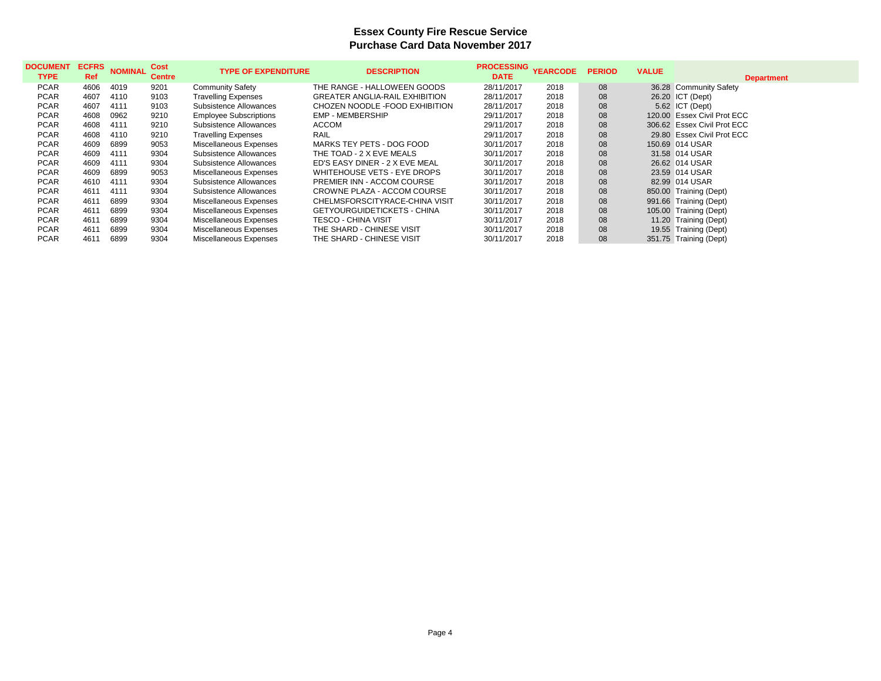# Essex County Fire Rescue Service
## Purchase Card Data November 2017

| DOCUMENT TYPE | ECFRS Ref | NOMINAL | Cost Centre | TYPE OF EXPENDITURE | DESCRIPTION | PROCESSING DATE | YEARCODE | PERIOD | VALUE | Department |
|---|---|---|---|---|---|---|---|---|---|---|
| PCAR | 4606 | 4019 | 9201 | Community Safety | THE RANGE - HALLOWEEN GOODS | 28/11/2017 | 2018 | 08 | 36.28 | Community Safety |
| PCAR | 4607 | 4110 | 9103 | Travelling Expenses | GREATER ANGLIA-RAIL EXHIBITION | 28/11/2017 | 2018 | 08 | 26.20 | ICT (Dept) |
| PCAR | 4607 | 4111 | 9103 | Subsistence Allowances | CHOZEN NOODLE -FOOD EXHIBITION | 28/11/2017 | 2018 | 08 | 5.62 | ICT (Dept) |
| PCAR | 4608 | 0962 | 9210 | Employee Subscriptions | EMP - MEMBERSHIP | 29/11/2017 | 2018 | 08 | 120.00 | Essex Civil Prot ECC |
| PCAR | 4608 | 4111 | 9210 | Subsistence Allowances | ACCOM | 29/11/2017 | 2018 | 08 | 306.62 | Essex Civil Prot ECC |
| PCAR | 4608 | 4110 | 9210 | Travelling Expenses | RAIL | 29/11/2017 | 2018 | 08 | 29.80 | Essex Civil Prot ECC |
| PCAR | 4609 | 6899 | 9053 | Miscellaneous Expenses | MARKS TEY PETS - DOG FOOD | 30/11/2017 | 2018 | 08 | 150.69 | 014 USAR |
| PCAR | 4609 | 4111 | 9304 | Subsistence Allowances | THE TOAD - 2 X EVE MEALS | 30/11/2017 | 2018 | 08 | 31.58 | 014 USAR |
| PCAR | 4609 | 4111 | 9304 | Subsistence Allowances | ED'S EASY DINER - 2 X EVE MEAL | 30/11/2017 | 2018 | 08 | 26.62 | 014 USAR |
| PCAR | 4609 | 6899 | 9053 | Miscellaneous Expenses | WHITEHOUSE VETS - EYE DROPS | 30/11/2017 | 2018 | 08 | 23.59 | 014 USAR |
| PCAR | 4610 | 4111 | 9304 | Subsistence Allowances | PREMIER INN - ACCOM COURSE | 30/11/2017 | 2018 | 08 | 82.99 | 014 USAR |
| PCAR | 4611 | 4111 | 9304 | Subsistence Allowances | CROWNE PLAZA - ACCOM COURSE | 30/11/2017 | 2018 | 08 | 850.00 | Training (Dept) |
| PCAR | 4611 | 6899 | 9304 | Miscellaneous Expenses | CHELMSFORSCITYRACE-CHINA VISIT | 30/11/2017 | 2018 | 08 | 991.66 | Training (Dept) |
| PCAR | 4611 | 6899 | 9304 | Miscellaneous Expenses | GETYOURGUIDETICKETS - CHINA | 30/11/2017 | 2018 | 08 | 105.00 | Training (Dept) |
| PCAR | 4611 | 6899 | 9304 | Miscellaneous Expenses | TESCO - CHINA VISIT | 30/11/2017 | 2018 | 08 | 11.20 | Training (Dept) |
| PCAR | 4611 | 6899 | 9304 | Miscellaneous Expenses | THE SHARD - CHINESE VISIT | 30/11/2017 | 2018 | 08 | 19.55 | Training (Dept) |
| PCAR | 4611 | 6899 | 9304 | Miscellaneous Expenses | THE SHARD - CHINESE VISIT | 30/11/2017 | 2018 | 08 | 351.75 | Training (Dept) |